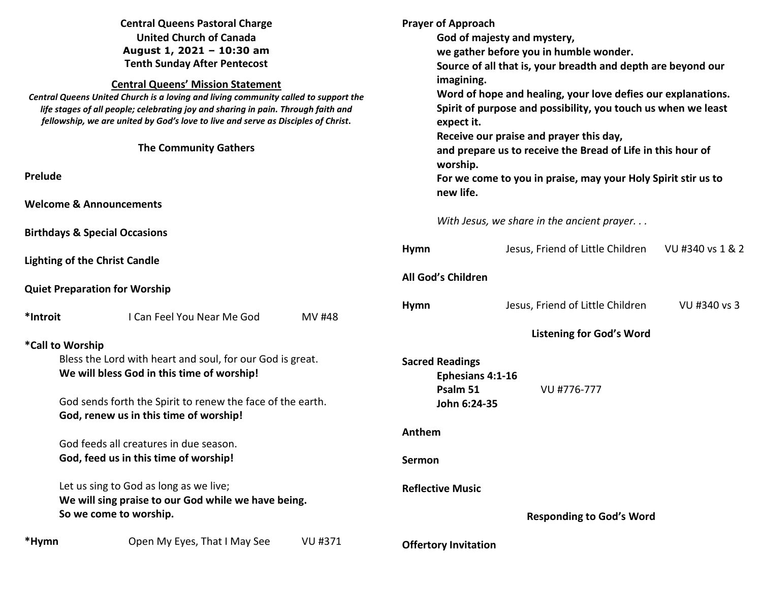**Central Queens Pastoral Charge**
**United Church of Canada**
**August 1, 2021 – 10:30 am**
**Tenth Sunday After Pentecost**

## Central Queens' Mission Statement

***Central Queens United Church is a loving and living community called to support the life stages of all people; celebrating joy and sharing in pain. Through faith and fellowship, we are united by God's love to live and serve as Disciples of Christ.***

### The Community Gathers

**Prelude**

**Welcome & Announcements**

**Birthdays & Special Occasions**

**Lighting of the Christ Candle**

**Quiet Preparation for Worship**

**\*Introit** I Can Feel You Near Me God MV #48

**\*Call to Worship**

Bless the Lord with heart and soul, for our God is great.
**We will bless God in this time of worship!**

God sends forth the Spirit to renew the face of the earth.
**God, renew us in this time of worship!**

God feeds all creatures in due season.
**God, feed us in this time of worship!**

Let us sing to God as long as we live;
**We will sing praise to our God while we have being.**
**So we come to worship.**

**\*Hymn** Open My Eyes, That I May See VU #371

**Prayer of Approach**

**God of majesty and mystery,**
**we gather before you in humble wonder.**
**Source of all that is, your breadth and depth are beyond our imagining.**
**Word of hope and healing, your love defies our explanations.**
**Spirit of purpose and possibility, you touch us when we least expect it.**
**Receive our praise and prayer this day,**
**and prepare us to receive the Bread of Life in this hour of worship.**
**For we come to you in praise, may your Holy Spirit stir us to new life.**

*With Jesus, we share in the ancient prayer. . .*

**Hymn** Jesus, Friend of Little Children VU #340 vs 1 & 2

**All God's Children**

**Hymn** Jesus, Friend of Little Children VU #340 vs 3

### Listening for God's Word

**Sacred Readings**

**Ephesians 4:1-16**
**Psalm 51** VU #776-777
**John 6:24-35**

**Anthem**

**Sermon**

**Reflective Music**

### Responding to God's Word

**Offertory Invitation**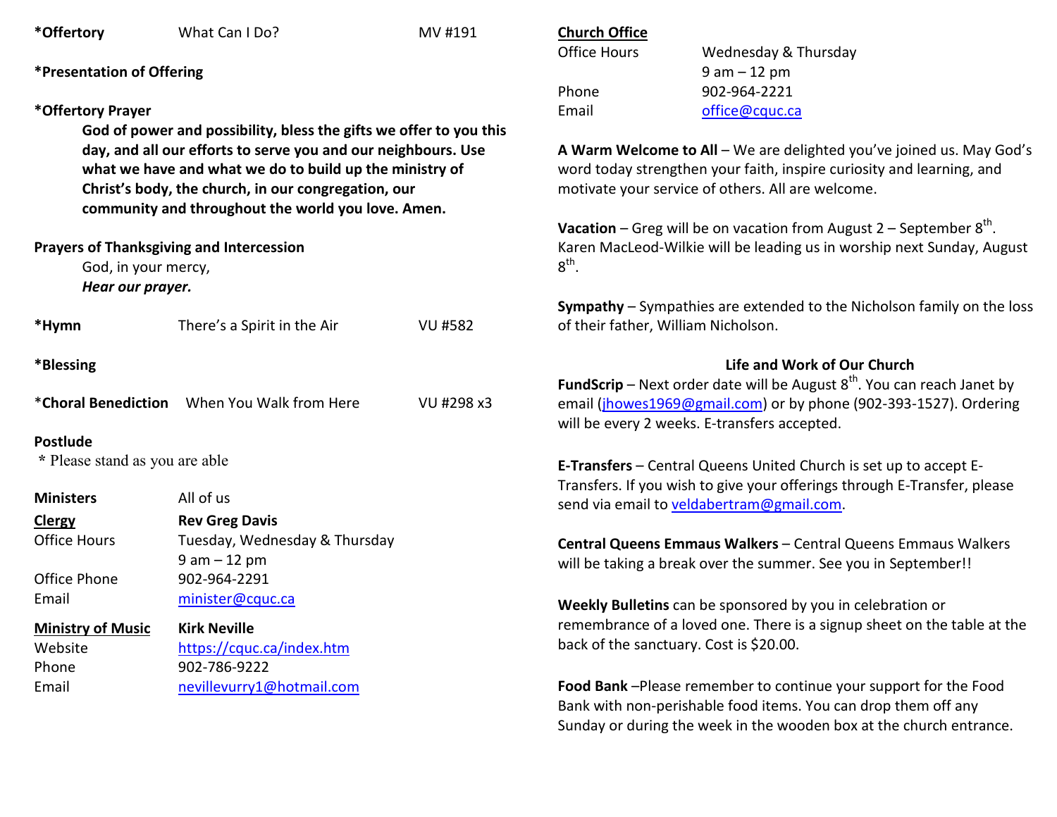**\*Offertory** What Can I Do? MV #191

**\*Presentation of Offering**

**\*Offertory Prayer**

> **God of power and possibility, bless the gifts we offer to you this day, and all our efforts to serve you and our neighbours. Use what we have and what we do to build up the ministry of Christ's body, the church, in our congregation, our community and throughout the world you love. Amen.**

**Prayers of Thanksgiving and Intercession**

> God, in your mercy,
> ***Hear our prayer.***

**\*Hymn** There's a Spirit in the Air VU #582

**\*Blessing**

\***Choral Benediction** When You Walk from Here VU #298 x3

**Postlude**

\* Please stand as you are able

| | |
|---|---|
| **Ministers** | All of us |
| **Clergy** | **Rev Greg Davis** |
| Office Hours | Tuesday, Wednesday & Thursday 9 am – 12 pm |
| Office Phone | 902-964-2291 |
| Email | minister@cquc.ca |
| **Ministry of Music** | **Kirk Neville** |
| Website | https://cquc.ca/index.htm |
| Phone | 902-786-9222 |
| Email | nevillevurry1@hotmail.com |

**Church Office**

| | |
|---|---|
| Office Hours | Wednesday & Thursday 9 am – 12 pm |
| Phone | 902-964-2221 |
| Email | office@cquc.ca |

**A Warm Welcome to All** – We are delighted you've joined us. May God's word today strengthen your faith, inspire curiosity and learning, and motivate your service of others. All are welcome.

**Vacation** – Greg will be on vacation from August 2 – September 8th. Karen MacLeod-Wilkie will be leading us in worship next Sunday, August 8th.

**Sympathy** – Sympathies are extended to the Nicholson family on the loss of their father, William Nicholson.

## Life and Work of Our Church

**FundScrip** – Next order date will be August 8th. You can reach Janet by email (jhowes1969@gmail.com) or by phone (902-393-1527). Ordering will be every 2 weeks. E-transfers accepted.

**E-Transfers** – Central Queens United Church is set up to accept E-Transfers. If you wish to give your offerings through E-Transfer, please send via email to veldabertram@gmail.com.

**Central Queens Emmaus Walkers** – Central Queens Emmaus Walkers will be taking a break over the summer. See you in September!!

**Weekly Bulletins** can be sponsored by you in celebration or remembrance of a loved one. There is a signup sheet on the table at the back of the sanctuary. Cost is $20.00.

**Food Bank** –Please remember to continue your support for the Food Bank with non-perishable food items. You can drop them off any Sunday or during the week in the wooden box at the church entrance.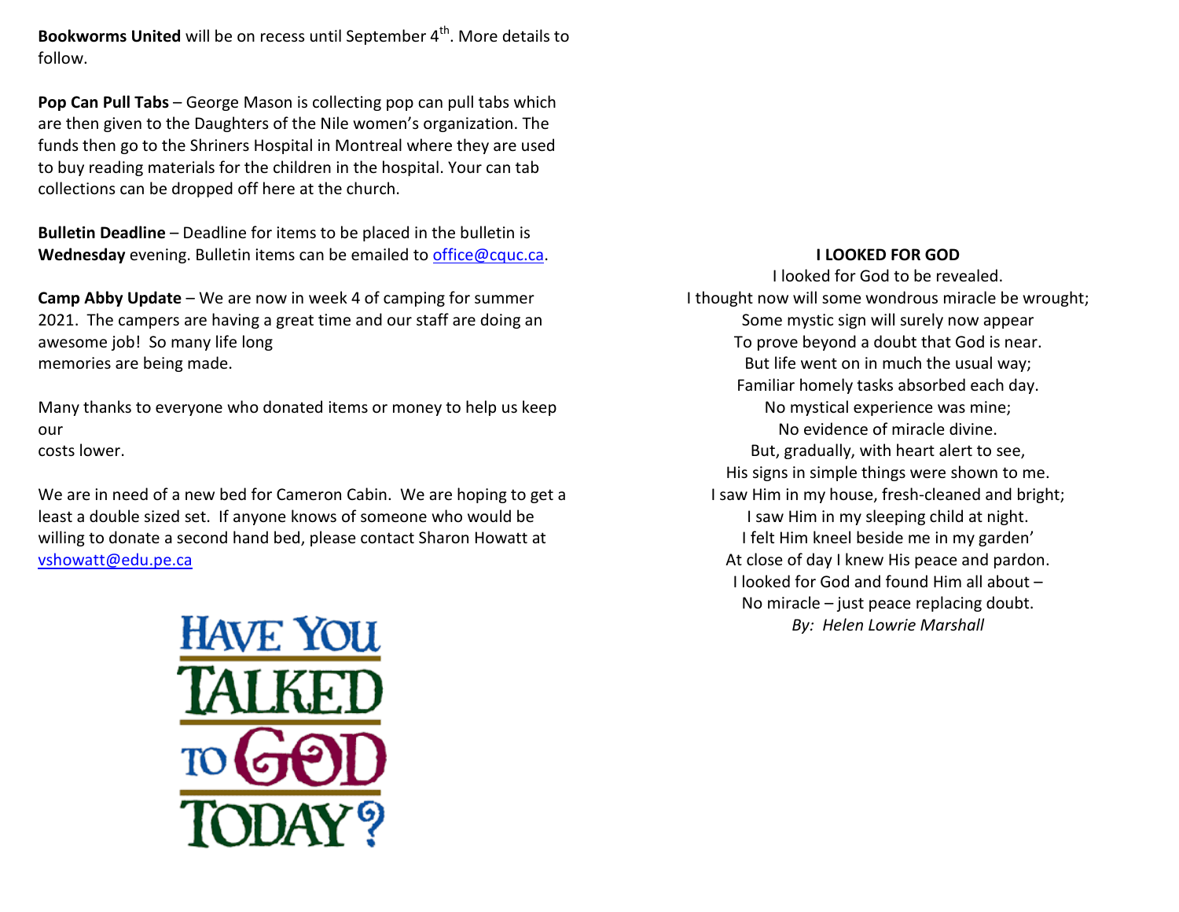**Bookworms United** will be on recess until September 4th. More details to follow.

**Pop Can Pull Tabs** – George Mason is collecting pop can pull tabs which are then given to the Daughters of the Nile women's organization. The funds then go to the Shriners Hospital in Montreal where they are used to buy reading materials for the children in the hospital. Your can tab collections can be dropped off here at the church.

**Bulletin Deadline** – Deadline for items to be placed in the bulletin is **Wednesday** evening. Bulletin items can be emailed to office@cquc.ca.

**Camp Abby Update** – We are now in week 4 of camping for summer 2021. The campers are having a great time and our staff are doing an awesome job! So many life long memories are being made.

Many thanks to everyone who donated items or money to help us keep our costs lower.

We are in need of a new bed for Cameron Cabin. We are hoping to get a least a double sized set. If anyone knows of someone who would be willing to donate a second hand bed, please contact Sharon Howatt at vshowatt@edu.pe.ca

HAVE YOU TALKED TO GOD TODAY?

**I LOOKED FOR GOD**

I looked for God to be revealed.
I thought now will some wondrous miracle be wrought;
Some mystic sign will surely now appear
To prove beyond a doubt that God is near.
But life went on in much the usual way;
Familiar homely tasks absorbed each day.
No mystical experience was mine;
No evidence of miracle divine.
But, gradually, with heart alert to see,
His signs in simple things were shown to me.
I saw Him in my house, fresh-cleaned and bright;
I saw Him in my sleeping child at night.
I felt Him kneel beside me in my garden'
At close of day I knew His peace and pardon.
I looked for God and found Him all about –
No miracle – just peace replacing doubt.
*By: Helen Lowrie Marshall*